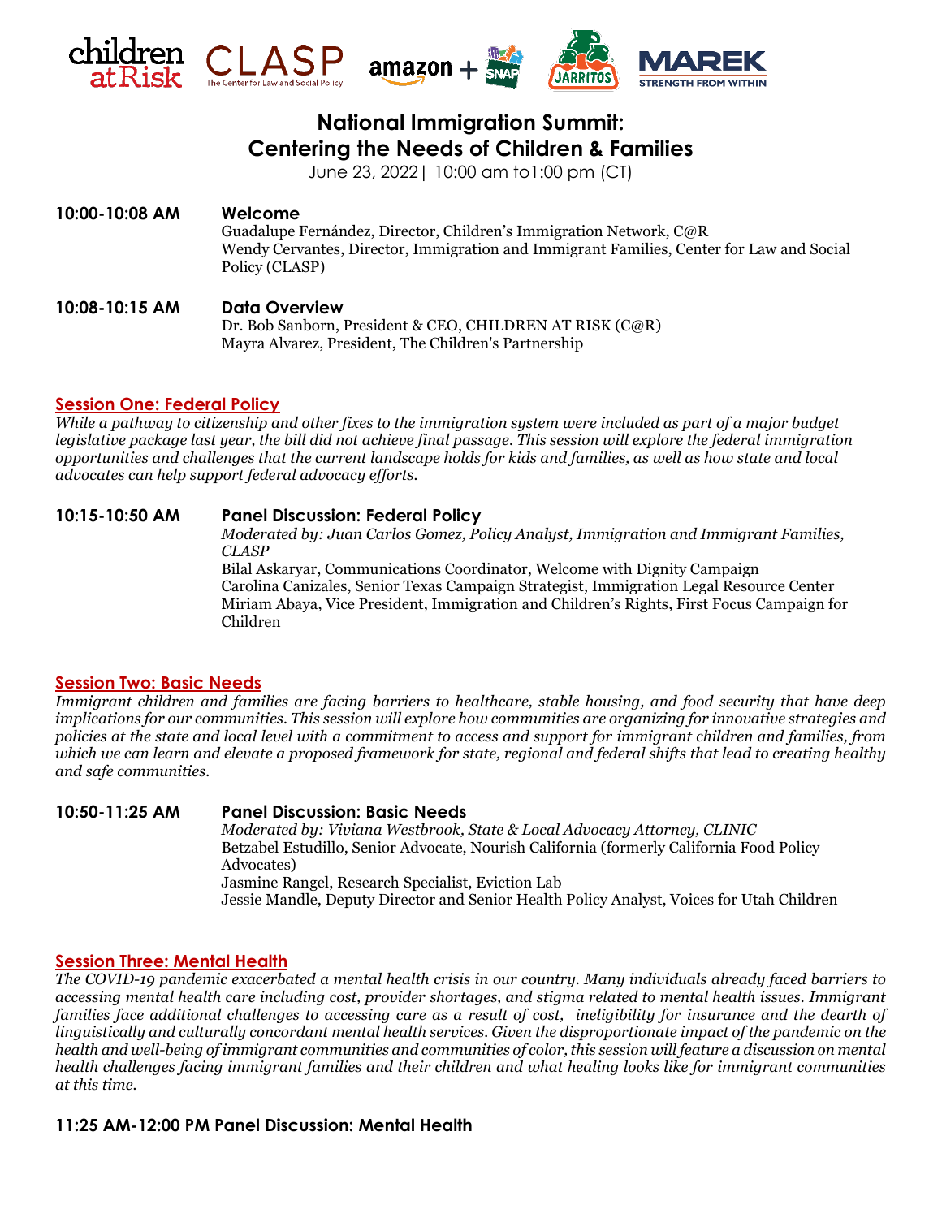# National Immigration Summit: Centering the Needs of Children & Families

June 23, 2022 | 10:00 am to1:00 pm (CT)

**10:00-10:08 AM** **Welcome**

Guadalupe Fernández, Director, Children's Immigration Network, C@R
Wendy Cervantes, Director, Immigration and Immigrant Families, Center for Law and Social Policy (CLASP)

**10:08-10:15 AM** **Data Overview**

Dr. Bob Sanborn, President & CEO, CHILDREN AT RISK (C@R)
Mayra Alvarez, President, The Children's Partnership

## Session One: Federal Policy

*While a pathway to citizenship and other fixes to the immigration system were included as part of a major budget legislative package last year, the bill did not achieve final passage. This session will explore the federal immigration opportunities and challenges that the current landscape holds for kids and families, as well as how state and local advocates can help support federal advocacy efforts.*

**10:15-10:50 AM** **Panel Discussion: Federal Policy**

*Moderated by: Juan Carlos Gomez, Policy Analyst, Immigration and Immigrant Families, CLASP*
Bilal Askaryar, Communications Coordinator, Welcome with Dignity Campaign
Carolina Canizales, Senior Texas Campaign Strategist, Immigration Legal Resource Center
Miriam Abaya, Vice President, Immigration and Children's Rights, First Focus Campaign for Children

## Session Two: Basic Needs

*Immigrant children and families are facing barriers to healthcare, stable housing, and food security that have deep implications for our communities. This session will explore how communities are organizing for innovative strategies and policies at the state and local level with a commitment to access and support for immigrant children and families, from which we can learn and elevate a proposed framework for state, regional and federal shifts that lead to creating healthy and safe communities.*

**10:50-11:25 AM** **Panel Discussion: Basic Needs**

*Moderated by: Viviana Westbrook, State & Local Advocacy Attorney, CLINIC*
Betzabel Estudillo, Senior Advocate, Nourish California (formerly California Food Policy Advocates)
Jasmine Rangel, Research Specialist, Eviction Lab
Jessie Mandle, Deputy Director and Senior Health Policy Analyst, Voices for Utah Children

## Session Three: Mental Health

*The COVID-19 pandemic exacerbated a mental health crisis in our country. Many individuals already faced barriers to accessing mental health care including cost, provider shortages, and stigma related to mental health issues. Immigrant families face additional challenges to accessing care as a result of cost, ineligibility for insurance and the dearth of linguistically and culturally concordant mental health services. Given the disproportionate impact of the pandemic on the health and well-being of immigrant communities and communities of color, this session will feature a discussion on mental health challenges facing immigrant families and their children and what healing looks like for immigrant communities at this time.*

**11:25 AM-12:00 PM Panel Discussion: Mental Health**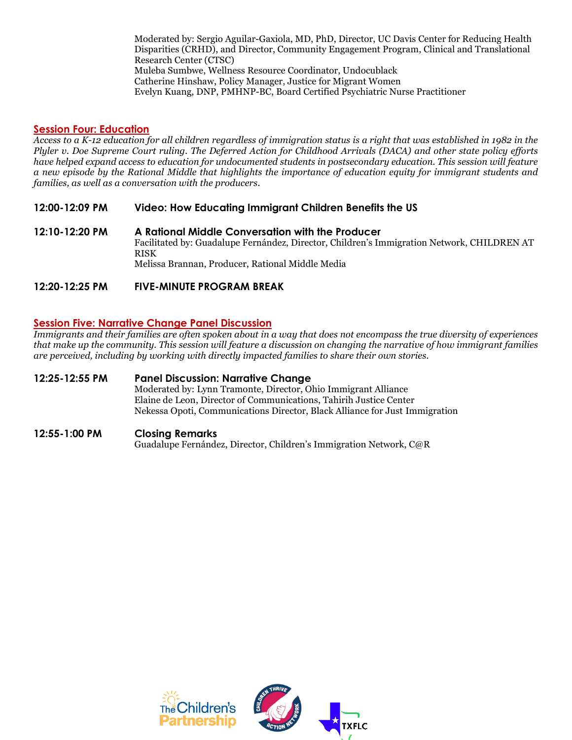Moderated by: Sergio Aguilar-Gaxiola, MD, PhD, Director, UC Davis Center for Reducing Health Disparities (CRHD), and Director, Community Engagement Program, Clinical and Translational Research Center (CTSC)
Muleba Sumbwe, Wellness Resource Coordinator, Undocublack
Catherine Hinshaw, Policy Manager, Justice for Migrant Women
Evelyn Kuang, DNP, PMHNP-BC, Board Certified Psychiatric Nurse Practitioner

## Session Four: Education

*Access to a K-12 education for all children regardless of immigration status is a right that was established in 1982 in the Plyler v. Doe Supreme Court ruling. The Deferred Action for Childhood Arrivals (DACA) and other state policy efforts have helped expand access to education for undocumented students in postsecondary education. This session will feature a new episode by the Rational Middle that highlights the importance of education equity for immigrant students and families, as well as a conversation with the producers.*

**12:00-12:09 PM** **Video: How Educating Immigrant Children Benefits the US**

**12:10-12:20 PM** **A Rational Middle Conversation with the Producer**
Facilitated by: Guadalupe Fernández, Director, Children's Immigration Network, CHILDREN AT RISK
Melissa Brannan, Producer, Rational Middle Media

**12:20-12:25 PM** **FIVE-MINUTE PROGRAM BREAK**

## Session Five: Narrative Change Panel Discussion

*Immigrants and their families are often spoken about in a way that does not encompass the true diversity of experiences that make up the community. This session will feature a discussion on changing the narrative of how immigrant families are perceived, including by working with directly impacted families to share their own stories.*

**12:25-12:55 PM** **Panel Discussion: Narrative Change**
Moderated by: Lynn Tramonte, Director, Ohio Immigrant Alliance
Elaine de Leon, Director of Communications, Tahirih Justice Center
Nekessa Opoti, Communications Director, Black Alliance for Just Immigration

**12:55-1:00 PM** **Closing Remarks**
Guadalupe Fernández, Director, Children's Immigration Network, C@R

The Children's Partnership

Children Thrive Action Network

TXFLC